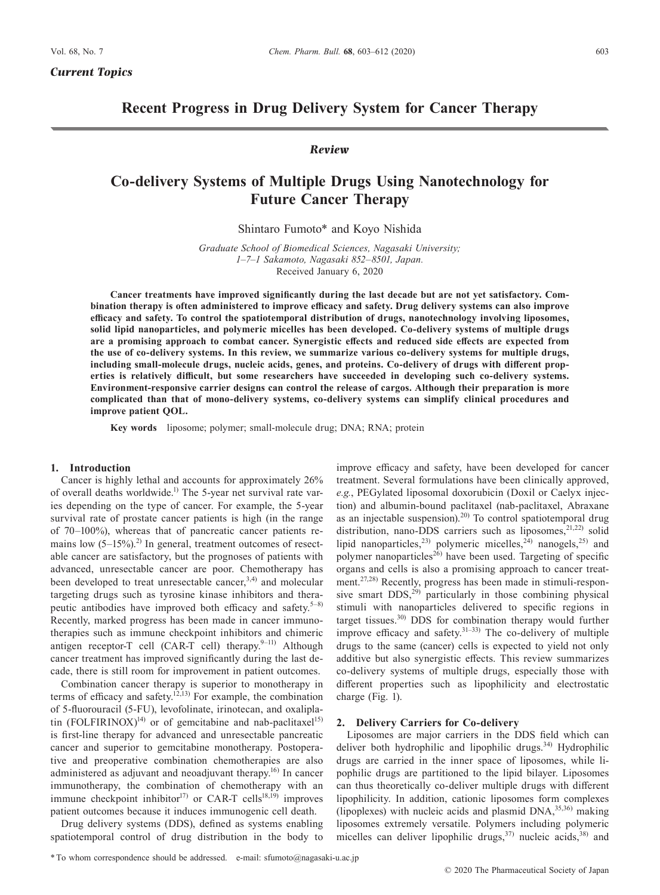*Current Topics*

# Recent Progress in Drug Delivery System for Cancer Therapy

***Review***

# Co-delivery Systems of Multiple Drugs Using Nanotechnology for Future Cancer Therapy

Shintaro Fumoto* and Koyo Nishida

*Graduate School of Biomedical Sciences, Nagasaki University; 1–7–1 Sakamoto, Nagasaki 852–8501, Japan.*
Received January 6, 2020

**Cancer treatments have improved significantly during the last decade but are not yet satisfactory. Combination therapy is often administered to improve efficacy and safety. Drug delivery systems can also improve efficacy and safety. To control the spatiotemporal distribution of drugs, nanotechnology involving liposomes, solid lipid nanoparticles, and polymeric micelles has been developed. Co-delivery systems of multiple drugs are a promising approach to combat cancer. Synergistic effects and reduced side effects are expected from the use of co-delivery systems. In this review, we summarize various co-delivery systems for multiple drugs, including small-molecule drugs, nucleic acids, genes, and proteins. Co-delivery of drugs with different properties is relatively difficult, but some researchers have succeeded in developing such co-delivery systems. Environment-responsive carrier designs can control the release of cargos. Although their preparation is more complicated than that of mono-delivery systems, co-delivery systems can simplify clinical procedures and improve patient QOL.**

**Key words** liposome; polymer; small-molecule drug; DNA; RNA; protein

## 1. Introduction

Cancer is highly lethal and accounts for approximately 26% of overall deaths worldwide.[1)] The 5-year net survival rate varies depending on the type of cancer. For example, the 5-year survival rate of prostate cancer patients is high (in the range of 70–100%), whereas that of pancreatic cancer patients remains low (5–15%).[2)] In general, treatment outcomes of resectable cancer are satisfactory, but the prognoses of patients with advanced, unresectable cancer are poor. Chemotherapy has been developed to treat unresectable cancer,[3,4)] and molecular targeting drugs such as tyrosine kinase inhibitors and therapeutic antibodies have improved both efficacy and safety.[5–8)] Recently, marked progress has been made in cancer immunotherapies such as immune checkpoint inhibitors and chimeric antigen receptor-T cell (CAR-T cell) therapy.[9–11)] Although cancer treatment has improved significantly during the last decade, there is still room for improvement in patient outcomes.

Combination cancer therapy is superior to monotherapy in terms of efficacy and safety.[12,13)] For example, the combination of 5-fluorouracil (5-FU), levofolinate, irinotecan, and oxaliplatin (FOLFIRINOX)[14)] or of gemcitabine and nab-paclitaxel[15)] is first-line therapy for advanced and unresectable pancreatic cancer and superior to gemcitabine monotherapy. Postoperative and preoperative combination chemotherapies are also administered as adjuvant and neoadjuvant therapy.[16)] In cancer immunotherapy, the combination of chemotherapy with an immune checkpoint inhibitor[17)] or CAR-T cells[18,19)] improves patient outcomes because it induces immunogenic cell death.

Drug delivery systems (DDS), defined as systems enabling spatiotemporal control of drug distribution in the body to improve efficacy and safety, have been developed for cancer treatment. Several formulations have been clinically approved, *e.g.*, PEGylated liposomal doxorubicin (Doxil or Caelyx injection) and albumin-bound paclitaxel (nab-paclitaxel, Abraxane as an injectable suspension).[20)] To control spatiotemporal drug distribution, nano-DDS carriers such as liposomes,[21,22)] solid lipid nanoparticles,[23)] polymeric micelles,[24)] nanogels,[25)] and polymer nanoparticles[26)] have been used. Targeting of specific organs and cells is also a promising approach to cancer treatment.[27,28)] Recently, progress has been made in stimuli-responsive smart DDS,[29)] particularly in those combining physical stimuli with nanoparticles delivered to specific regions in target tissues.[30)] DDS for combination therapy would further improve efficacy and safety.[31–33)] The co-delivery of multiple drugs to the same (cancer) cells is expected to yield not only additive but also synergistic effects. This review summarizes co-delivery systems of multiple drugs, especially those with different properties such as lipophilicity and electrostatic charge (Fig. 1).

## 2. Delivery Carriers for Co-delivery

Liposomes are major carriers in the DDS field which can deliver both hydrophilic and lipophilic drugs.[34)] Hydrophilic drugs are carried in the inner space of liposomes, while lipophilic drugs are partitioned to the lipid bilayer. Liposomes can thus theoretically co-deliver multiple drugs with different lipophilicity. In addition, cationic liposomes form complexes (lipoplexes) with nucleic acids and plasmid DNA,[35,36)] making liposomes extremely versatile. Polymers including polymeric micelles can deliver lipophilic drugs,[37)] nucleic acids,[38)] and

* To whom correspondence should be addressed. e-mail: sfumoto@nagasaki-u.ac.jp

© 2020 The Pharmaceutical Society of Japan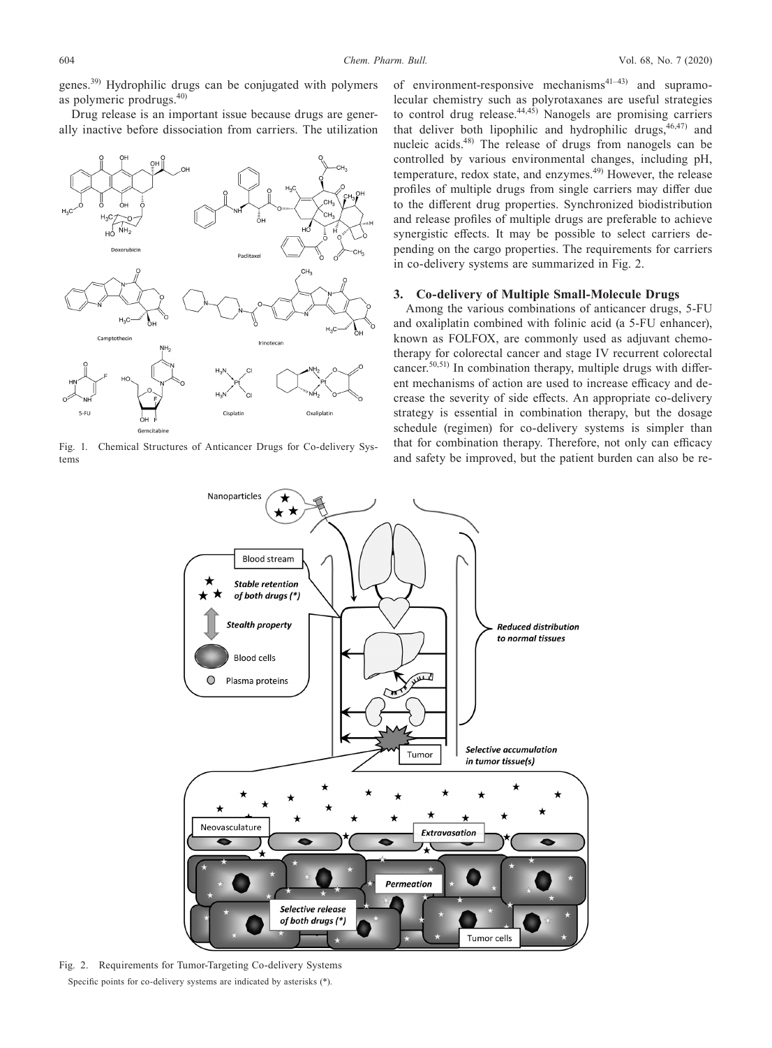genes.[39] Hydrophilic drugs can be conjugated with polymers as polymeric prodrugs.[40]

Drug release is an important issue because drugs are generally inactive before dissociation from carriers. The utilization of environment-responsive mechanisms[41–43] and supramolecular chemistry such as polyrotaxanes are useful strategies to control drug release.[44,45] Nanogels are promising carriers that deliver both lipophilic and hydrophilic drugs,[46,47] and nucleic acids.[48] The release of drugs from nanogels can be controlled by various environmental changes, including pH, temperature, redox state, and enzymes.[49] However, the release profiles of multiple drugs from single carriers may differ due to the different drug properties. Synchronized biodistribution and release profiles of multiple drugs are preferable to achieve synergistic effects. It may be possible to select carriers depending on the cargo properties. The requirements for carriers in co-delivery systems are summarized in Fig. 2.

Fig. 1. Chemical Structures of Anticancer Drugs for Co-delivery Systems

## 3. Co-delivery of Multiple Small-Molecule Drugs

Among the various combinations of anticancer drugs, 5-FU and oxaliplatin combined with folinic acid (a 5-FU enhancer), known as FOLFOX, are commonly used as adjuvant chemotherapy for colorectal cancer and stage IV recurrent colorectal cancer.[50,51] In combination therapy, multiple drugs with different mechanisms of action are used to increase efficacy and decrease the severity of side effects. An appropriate co-delivery strategy is essential in combination therapy, but the dosage schedule (regimen) for co-delivery systems is simpler than that for combination therapy. Therefore, not only can efficacy and safety be improved, but the patient burden can also be re-

Fig. 2. Requirements for Tumor-Targeting Co-delivery Systems

Specific points for co-delivery systems are indicated by asterisks (*).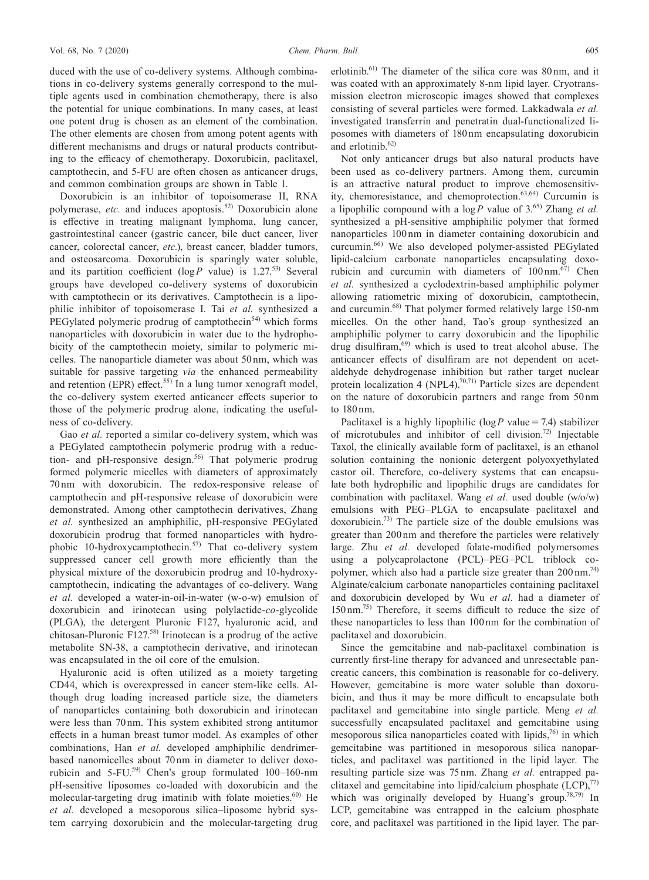duced with the use of co-delivery systems. Although combinations in co-delivery systems generally correspond to the multiple agents used in combination chemotherapy, there is also the potential for unique combinations. In many cases, at least one potent drug is chosen as an element of the combination. The other elements are chosen from among potent agents with different mechanisms and drugs or natural products contributing to the efficacy of chemotherapy. Doxorubicin, paclitaxel, camptothecin, and 5-FU are often chosen as anticancer drugs, and common combination groups are shown in Table 1.

Doxorubicin is an inhibitor of topoisomerase II, RNA polymerase, *etc.* and induces apoptosis.[52] Doxorubicin alone is effective in treating malignant lymphoma, lung cancer, gastrointestinal cancer (gastric cancer, bile duct cancer, liver cancer, colorectal cancer, *etc.*), breast cancer, bladder tumors, and osteosarcoma. Doxorubicin is sparingly water soluble, and its partition coefficient ($\log P$ value) is 1.27.[53] Several groups have developed co-delivery systems of doxorubicin with camptothecin or its derivatives. Camptothecin is a lipophilic inhibitor of topoisomerase I. Tai *et al.* synthesized a PEGylated polymeric prodrug of camptothecin[54] which forms nanoparticles with doxorubicin in water due to the hydrophobicity of the camptothecin moiety, similar to polymeric micelles. The nanoparticle diameter was about 50 nm, which was suitable for passive targeting *via* the enhanced permeability and retention (EPR) effect.[55] In a lung tumor xenograft model, the co-delivery system exerted anticancer effects superior to those of the polymeric prodrug alone, indicating the usefulness of co-delivery.

Gao *et al.* reported a similar co-delivery system, which was a PEGylated camptothecin polymeric prodrug with a reduction- and pH-responsive design.[56] That polymeric prodrug formed polymeric micelles with diameters of approximately 70 nm with doxorubicin. The redox-responsive release of camptothecin and pH-responsive release of doxorubicin were demonstrated. Among other camptothecin derivatives, Zhang *et al.* synthesized an amphiphilic, pH-responsive PEGylated doxorubicin prodrug that formed nanoparticles with hydrophobic 10-hydroxycamptothecin.[57] That co-delivery system suppressed cancer cell growth more efficiently than the physical mixture of the doxorubicin prodrug and 10-hydroxycamptothecin, indicating the advantages of co-delivery. Wang *et al.* developed a water-in-oil-in-water (w-o-w) emulsion of doxorubicin and irinotecan using polylactide-*co*-glycolide (PLGA), the detergent Pluronic F127, hyaluronic acid, and chitosan-Pluronic F127.[58] Irinotecan is a prodrug of the active metabolite SN-38, a camptothecin derivative, and irinotecan was encapsulated in the oil core of the emulsion.

Hyaluronic acid is often utilized as a moiety targeting CD44, which is overexpressed in cancer stem-like cells. Although drug loading increased particle size, the diameters of nanoparticles containing both doxorubicin and irinotecan were less than 70 nm. This system exhibited strong antitumor effects in a human breast tumor model. As examples of other combinations, Han *et al.* developed amphiphilic dendrimer-based nanomicelles about 70 nm in diameter to deliver doxorubicin and 5-FU.[59] Chen's group formulated 100–160-nm pH-sensitive liposomes co-loaded with doxorubicin and the molecular-targeting drug imatinib with folate moieties.[60] He *et al.* developed a mesoporous silica–liposome hybrid system carrying doxorubicin and the molecular-targeting drug erlotinib.[61] The diameter of the silica core was 80 nm, and it was coated with an approximately 8-nm lipid layer. Cryotransmission electron microscopic images showed that complexes consisting of several particles were formed. Lakkadwala *et al.* investigated transferrin and penetratin dual-functionalized liposomes with diameters of 180 nm encapsulating doxorubicin and erlotinib.[62]

Not only anticancer drugs but also natural products have been used as co-delivery partners. Among them, curcumin is an attractive natural product to improve chemosensitivity, chemoresistance, and chemoprotection.[63,64] Curcumin is a lipophilic compound with a $\log P$ value of 3.[65] Zhang *et al.* synthesized a pH-sensitive amphiphilic polymer that formed nanoparticles 100 nm in diameter containing doxorubicin and curcumin.[66] We also developed polymer-assisted PEGylated lipid-calcium carbonate nanoparticles encapsulating doxorubicin and curcumin with diameters of 100 nm.[67] Chen *et al.* synthesized a cyclodextrin-based amphiphilic polymer allowing ratiometric mixing of doxorubicin, camptothecin, and curcumin.[68] That polymer formed relatively large 150-nm micelles. On the other hand, Tao's group synthesized an amphiphilic polymer to carry doxorubicin and the lipophilic drug disulfiram,[69] which is used to treat alcohol abuse. The anticancer effects of disulfiram are not dependent on acetaldehyde dehydrogenase inhibition but rather target nuclear protein localization 4 (NPL4).[70,71] Particle sizes are dependent on the nature of doxorubicin partners and range from 50 nm to 180 nm.

Paclitaxel is a highly lipophilic ($\log P$ value $= 7.4$) stabilizer of microtubules and inhibitor of cell division.[72] Injectable Taxol, the clinically available form of paclitaxel, is an ethanol solution containing the nonionic detergent polyoxyethylated castor oil. Therefore, co-delivery systems that can encapsulate both hydrophilic and lipophilic drugs are candidates for combination with paclitaxel. Wang *et al.* used double (w/o/w) emulsions with PEG–PLGA to encapsulate paclitaxel and doxorubicin.[73] The particle size of the double emulsions was greater than 200 nm and therefore the particles were relatively large. Zhu *et al.* developed folate-modified polymersomes using a polycaprolactone (PCL)–PEG–PCL triblock copolymer, which also had a particle size greater than 200 nm.[74] Alginate/calcium carbonate nanoparticles containing paclitaxel and doxorubicin developed by Wu *et al.* had a diameter of 150 nm.[75] Therefore, it seems difficult to reduce the size of these nanoparticles to less than 100 nm for the combination of paclitaxel and doxorubicin.

Since the gemcitabine and nab-paclitaxel combination is currently first-line therapy for advanced and unresectable pancreatic cancers, this combination is reasonable for co-delivery. However, gemcitabine is more water soluble than doxorubicin, and thus it may be more difficult to encapsulate both paclitaxel and gemcitabine into single particle. Meng *et al.* successfully encapsulated paclitaxel and gemcitabine using mesoporous silica nanoparticles coated with lipids,[76] in which gemcitabine was partitioned in mesoporous silica nanoparticles, and paclitaxel was partitioned in the lipid layer. The resulting particle size was 75 nm. Zhang *et al.* entrapped paclitaxel and gemcitabine into lipid/calcium phosphate (LCP),[77] which was originally developed by Huang's group.[78,79] In LCP, gemcitabine was entrapped in the calcium phosphate core, and paclitaxel was partitioned in the lipid layer. The par-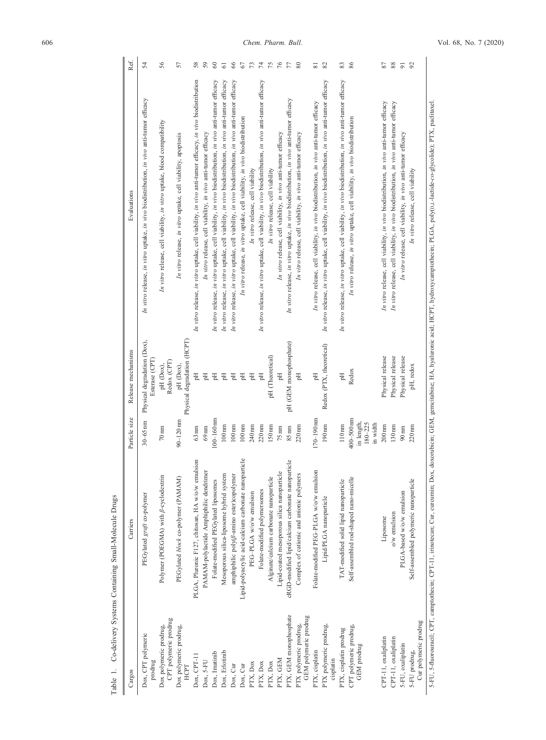Table 1. Co-delivery Systems Containing Small-Molecule Drugs

| Cargos | Carriers | Particle size | Release mechanisms | Evaluations | Ref. |
|---|---|---|---|---|---|
| Dox, CPT polymeric prodrug | PEGylated *graft* co-polymer | 30–65 nm | Physical degradation (Dox), Esterase (CPT) | *In vitro* release, *in vitro* uptake, *in vivo* biodistribution, *in vivo* anti-tumor efficacy | 54 |
| Dox polymeric prodrug, CPT polymeric prodrug | Polymer (POEGMA) with *β*-cyclodextrin | 70 nm | pH (Dox), Redox (CPT) | *In vitro* release, cell viability, *in vitro* uptake, blood compatibility | 56 |
| Dox polymeric prodrug, HCPT | PEGylated *block* co-polymer (PAMAM) | 90–120 nm | pH (Dox), Physical degradation (HCPT) | *In vitro* release, *in vitro* uptake, cell viability, apoptosis | 57 |
| Dox, CPT-11 | PLGA, Pluronic F127, chitosan, HA w/o/w emulsion | 63 nm | pH | *In vitro* release, *in vitro* uptake, cell viability, *in vivo* anti-tumor efficacy, *in vivo* biodistribution | 58 |
| Dox, 5-FU | PAMAM-polylactide Amphiphilic dendrimer | 69 nm | pH | *In vitro* release, cell viability, *in vivo* anti-tumor efficacy | 59 |
| Dox, Imatinib | Folate-modified PEGylated liposomes | 100–160 nm | pH | *In vitro* release, *in vitro* uptake, cell viability, *in vivo* biodistribution, *in vivo* anti-tumor efficacy | 60 |
| Dox, Erlotinib | Mesoporous silica-liposome hybrid system | 100 nm | pH | *In vitro* release, *in vitro* uptake, cell viability, *in vivo* biodistribution, *in vivo* anti-tumor efficacy | 61 |
| Dox, Cur | amphiphilic poly(*β*-amino ester)copolymer | 100 nm | pH | *In vitro* release, *in vitro* uptake, cell viability, *in vivo* biodistribution, *in vivo* anti-tumor efficacy | 66 |
| Dox, Cur | Lipid-polyacrylic acid-calcium carbonate nanoparticle | 100 nm | pH | *In vitro* release, *in vitro* uptake, cell viability, *in vivo* biodistribution | 67 |
| PTX, Dox | PEG–PLGA w/o/w emulsion | 240 nm | pH | *In vitro* release, cell viability | 73 |
| PTX, Dox | Folate-modified polymersomes | 220 nm | pH | *In vitro* release, *in vitro* uptake, cell viability, *in vivo* biodistribution, *in vivo* anti-tumor efficacy | 74 |
| PTX, Dox | Alginate/calcium carbonate nanoparticle | 150 nm | pH (Theoretical) | *In vitro* release, cell viability | 75 |
| PTX, GEM | Lipid-coated mesoporous silica nanoparticle | 75 nm | pH | *In vitro* release, cell viability, *in vivo* anti-tumor efficacy | 76 |
| PTX, GEM monophosphate | cRGD-modified lipid/calcium carbonate nanoparticle | 85 nm | pH (GEM monophosphate) | *In vitro* release, *in vitro* uptake, *in vivo* biodistribution, *in vivo* anti-tumor efficacy | 77 |
| PTX polymeric prodrug, GEM polymeric prodrug | Complex of cationic and anionic polymers | 220 nm | pH | *In vitro* release, cell viability, *in vivo* anti-tumor efficacy | 80 |
| PTX, cisplatin | Folate-modified PEG–PLGA w/o/w emulsion | 170–190 nm | pH | *In vitro* release, cell viability, *in vivo* biodistribution, *in vivo* anti-tumor efficacy | 81 |
| PTX polymeric prodrug, cisplatin | Lipid/PLGA nanoparticle | 190 nm | Redox (PTX, theoretical) | *In vitro* release, *in vitro* uptake, cell viability, *in vivo* biodistribution, *in vivo* anti-tumor efficacy | 82 |
| PTX, cisplatin prodrug | TAT-modified solid lipid nanoparticle | 110 nm | pH | *In vitro* release, *in vitro* uptake, cell viability, *in vivo* biodistribution, *in vivo* anti-tumor efficacy | 83 |
| CPT polymeric prodrug, GEM prodrug | Self-assembled rod-shaped nano-micelle | 400–500 nm in length, 180–225 in width | Redox | *In vitro* release, *in vitro* uptake, cell viability, *in vivo* biodistribution | 86 |
| CPT-11, oxaliplatin | Liposome | 200 nm | Physical release | *In vitro* release, cell viability, *in vivo* biodistribution, *in vivo* anti-tumor efficacy | 87 |
| CPT-11, oxaliplatin | o/w emulsion | 130 nm | Physical release | *In vitro* release, cell viability, *in vivo* biodistribution, *in vivo* anti-tumor efficacy | 88 |
| 5-FU, oxaliplatin | PLGA-based w/o/w emulsion | 90 nm | Physical release | *In vitro* release, cell viability, *in vivo* anti-tumor efficacy | 91 |
| 5-FU prodrug, Cur polymeric prodrug | Self-assembled polymeric nanoparticle | 220 nm | pH, redox | *In vitro* release, cell viability | 92 |

5-FU, 5-fluorouracil; CPT, camptothecin; CPT-11, irinotecan; Cur, curcumin; Dox, doxorubicin; GEM, gemcitabine; HA, hyaluronic acid; HCPT, hydroxycamptothecin; PLGA, poly(D,L-lactide-*co*-glycolide); PTX, paclitaxel.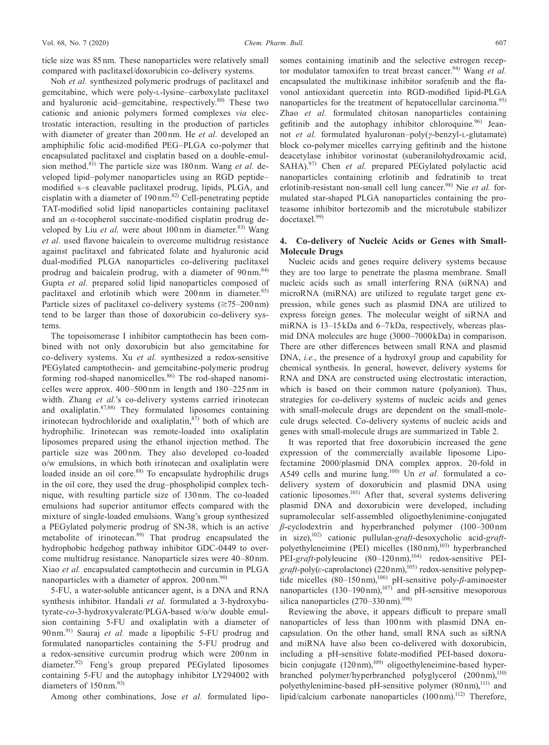ticle size was 85 nm. These nanoparticles were relatively small compared with paclitaxel/doxorubicin co-delivery systems.

Noh *et al.* synthesized polymeric prodrugs of paclitaxel and gemcitabine, which were poly-L-lysine–carboxylate paclitaxel and hyaluronic acid–gemcitabine, respectively.[80] These two cationic and anionic polymers formed complexes *via* electrostatic interaction, resulting in the production of particles with diameter of greater than 200 nm. He *et al.* developed an amphiphilic folic acid-modified PEG–PLGA co-polymer that encapsulated paclitaxel and cisplatin based on a double-emulsion method.[81] The particle size was 180 nm. Wang *et al.* developed lipid–polymer nanoparticles using an RGD peptide–modified s–s cleavable paclitaxel prodrug, lipids, PLGA, and cisplatin with a diameter of 190 nm.[82] Cell-penetrating peptide TAT-modified solid lipid nanoparticles containing paclitaxel and an $\alpha$-tocopherol succinate-modified cisplatin prodrug developed by Liu *et al.* were about 100 nm in diameter.[83] Wang *et al.* used flavone baicalein to overcome multidrug resistance against paclitaxel and fabricated folate and hyaluronic acid dual-modified PLGA nanoparticles co-delivering paclitaxel prodrug and baicalein prodrug, with a diameter of 90 nm.[84] Gupta *et al.* prepared solid lipid nanoparticles composed of paclitaxel and erlotinib which were 200 nm in diameter.[85] Particle sizes of paclitaxel co-delivery systems (≥75–200 nm) tend to be larger than those of doxorubicin co-delivery systems.

The topoisomerase I inhibitor camptothecin has been combined with not only doxorubicin but also gemcitabine for co-delivery systems. Xu *et al.* synthesized a redox-sensitive PEGylated camptothecin- and gemcitabine-polymeric prodrug forming rod-shaped nanomicelles.[86] The rod-shaped nanomicelles were approx. 400–500 nm in length and 180–225 nm in width. Zhang *et al.*'s co-delivery systems carried irinotecan and oxaliplatin.[87,88] They formulated liposomes containing irinotecan hydrochloride and oxaliplatin,[87] both of which are hydrophilic. Irinotecan was remote-loaded into oxaliplatin liposomes prepared using the ethanol injection method. The particle size was 200 nm. They also developed co-loaded o/w emulsions, in which both irinotecan and oxaliplatin were loaded inside an oil core.[88] To encapsulate hydrophilic drugs in the oil core, they used the drug–phospholipid complex technique, with resulting particle size of 130 nm. The co-loaded emulsions had superior antitumor effects compared with the mixture of single-loaded emulsions. Wang's group synthesized a PEGylated polymeric prodrug of SN-38, which is an active metabolite of irinotecan.[89] That prodrug encapsulated the hydrophobic hedgehog pathway inhibitor GDC-0449 to overcome multidrug resistance. Nanoparticle sizes were 40–80 nm. Xiao *et al.* encapsulated camptothecin and curcumin in PLGA nanoparticles with a diameter of approx. 200 nm.[90]

5-FU, a water-soluble anticancer agent, is a DNA and RNA synthesis inhibitor. Handali *et al.* formulated a 3-hydroxybutyrate-*co*-3-hydroxyvalerate/PLGA-based w/o/w double emulsion containing 5-FU and oxaliplatin with a diameter of 90 nm.[91] Sauraj *et al.* made a lipophilic 5-FU prodrug and formulated nanoparticles containing the 5-FU prodrug and a redox-sensitive curcumin prodrug which were 200 nm in diameter.[92] Feng's group prepared PEGylated liposomes containing 5-FU and the autophagy inhibitor LY294002 with diameters of 150 nm.[93]

Among other combinations, Jose *et al.* formulated liposomes containing imatinib and the selective estrogen receptor modulator tamoxifen to treat breast cancer.[94] Wang *et al.* encapsulated the multikinase inhibitor sorafenib and the flavonol antioxidant quercetin into RGD-modified lipid-PLGA nanoparticles for the treatment of hepatocellular carcinoma.[95] Zhao *et al.* formulated chitosan nanoparticles containing gefitinib and the autophagy inhibitor chloroquine.[96] Jeannot *et al.* formulated hyaluronan–poly($\gamma$-benzyl-L-glutamate) block co-polymer micelles carrying gefitinib and the histone deacetylase inhibitor vorinostat (suberanilohydroxamic acid, SAHA).[97] Chen *et al.* prepared PEGylated polylactic acid nanoparticles containing erlotinib and fedratinib to treat erlotinib-resistant non-small cell lung cancer.[98] Nie *et al.* formulated star-shaped PLGA nanoparticles containing the proteasome inhibitor bortezomib and the microtubule stabilizer docetaxel.[99]

## 4. Co-delivery of Nucleic Acids or Genes with Small-Molecule Drugs

Nucleic acids and genes require delivery systems because they are too large to penetrate the plasma membrane. Small nucleic acids such as small interfering RNA (siRNA) and microRNA (miRNA) are utilized to regulate target gene expression, while genes such as plasmid DNA are utilized to express foreign genes. The molecular weight of siRNA and miRNA is 13–15 kDa and 6–7 kDa, respectively, whereas plasmid DNA molecules are huge (3000–7000 kDa) in comparison. There are other differences between small RNA and plasmid DNA, *i.e.*, the presence of a hydroxyl group and capability for chemical synthesis. In general, however, delivery systems for RNA and DNA are constructed using electrostatic interaction, which is based on their common nature (polyanion). Thus, strategies for co-delivery systems of nucleic acids and genes with small-molecule drugs are dependent on the small-molecule drugs selected. Co-delivery systems of nucleic acids and genes with small-molecule drugs are summarized in Table 2.

It was reported that free doxorubicin increased the gene expression of the commercially available liposome Lipofectamine 2000/plasmid DNA complex approx. 20-fold in A549 cells and murine lung.[100] Un *et al.* formulated a co-delivery system of doxorubicin and plasmid DNA using cationic liposomes.[101] After that, several systems delivering plasmid DNA and doxorubicin were developed, including supramolecular self-assembled oligoethylenimine-conjugated $\beta$-cyclodextrin and hyperbranched polymer (100–300 nm in size),[102] cationic pullulan-*graft*-desoxycholic acid-*graft*-polyethyleneimine (PEI) micelles (180 nm),[103] hyperbranched PEI-*graft*-polyleucine (80–120 nm),[104] redox-sensitive PEI-*graft*-poly($\varepsilon$-caprolactone) (220 nm),[105] redox-sensitive polypeptide micelles (80–150 nm),[106] pH-sensitive poly-$\beta$-aminoester nanoparticles (130–190 nm),[107] and pH-sensitive mesoporous silica nanoparticles (270–330 nm).[108]

Reviewing the above, it appears difficult to prepare small nanoparticles of less than 100 nm with plasmid DNA encapsulation. On the other hand, small RNA such as siRNA and miRNA have also been co-delivered with doxorubicin, including a pH-sensitive folate-modified PEI-based doxorubicin conjugate (120 nm),[109] oligoethyleneimine-based hyperbranched polymer/hyperbranched polyglycerol (200 nm),[110] polyethylenimine-based pH-sensitive polymer (80 nm),[111] and lipid/calcium carbonate nanoparticles (100 nm).[112] Therefore,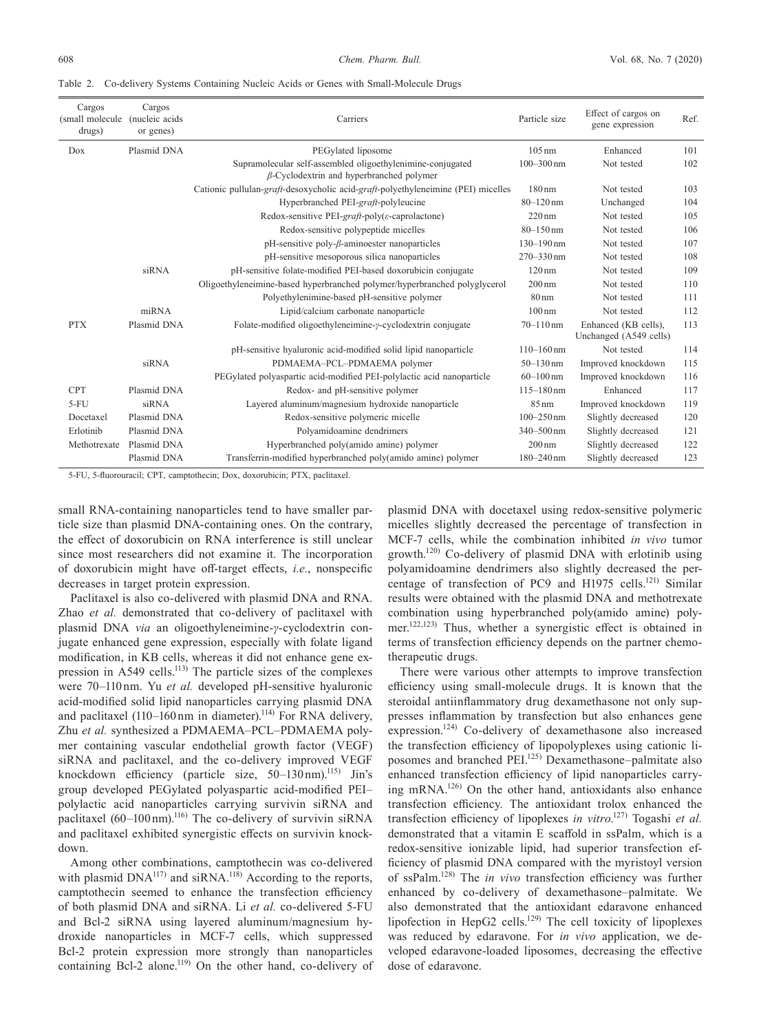Table 2. Co-delivery Systems Containing Nucleic Acids or Genes with Small-Molecule Drugs

| Cargos (small molecule drugs) | Cargos (nucleic acids or genes) | Carriers | Particle size | Effect of cargos on gene expression | Ref. |
|---|---|---|---|---|---|
| Dox | Plasmid DNA | PEGylated liposome | 105 nm | Enhanced | 101 |
| | | Supramolecular self-assembled oligoethylenimine-conjugated *β*-Cyclodextrin and hyperbranched polymer | 100–300 nm | Not tested | 102 |
| | | Cationic pullulan-*graft*-desoxycholic acid-*graft*-polyethyleneimine (PEI) micelles | 180 nm | Not tested | 103 |
| | | Hyperbranched PEI-*graft*-polyleucine | 80–120 nm | Unchanged | 104 |
| | | Redox-sensitive PEI-*graft*-poly(*ε*-caprolactone) | 220 nm | Not tested | 105 |
| | | Redox-sensitive polypeptide micelles | 80–150 nm | Not tested | 106 |
| | | pH-sensitive poly-*β*-aminoester nanoparticles | 130–190 nm | Not tested | 107 |
| | | pH-sensitive mesoporous silica nanoparticles | 270–330 nm | Not tested | 108 |
| | siRNA | pH-sensitive folate-modified PEI-based doxorubicin conjugate | 120 nm | Not tested | 109 |
| | | Oligoethyleneimine-based hyperbranched polymer/hyperbranched polyglycerol | 200 nm | Not tested | 110 |
| | | Polyethylenimine-based pH-sensitive polymer | 80 nm | Not tested | 111 |
| | miRNA | Lipid/calcium carbonate nanoparticle | 100 nm | Not tested | 112 |
| PTX | Plasmid DNA | Folate-modified oligoethyleneimine-*γ*-cyclodextrin conjugate | 70–110 nm | Enhanced (KB cells), Unchanged (A549 cells) | 113 |
| | | pH-sensitive hyaluronic acid-modified solid lipid nanoparticle | 110–160 nm | Not tested | 114 |
| | siRNA | PDMAEMA–PCL–PDMAEMA polymer | 50–130 nm | Improved knockdown | 115 |
| | | PEGylated polyaspartic acid-modified PEI-polylactic acid nanoparticle | 60–100 nm | Improved knockdown | 116 |
| CPT | Plasmid DNA | Redox- and pH-sensitive polymer | 115–180 nm | Enhanced | 117 |
| 5-FU | siRNA | Layered aluminum/magnesium hydroxide nanoparticle | 85 nm | Improved knockdown | 119 |
| Docetaxel | Plasmid DNA | Redox-sensitive polymeric micelle | 100–250 nm | Slightly decreased | 120 |
| Erlotinib | Plasmid DNA | Polyamidoamine dendrimers | 340–500 nm | Slightly decreased | 121 |
| Methotrexate | Plasmid DNA | Hyperbranched poly(amido amine) polymer | 200 nm | Slightly decreased | 122 |
| | Plasmid DNA | Transferrin-modified hyperbranched poly(amido amine) polymer | 180–240 nm | Slightly decreased | 123 |

5-FU, 5-fluorouracil; CPT, camptothecin; Dox, doxorubicin; PTX, paclitaxel.

small RNA-containing nanoparticles tend to have smaller particle size than plasmid DNA-containing ones. On the contrary, the effect of doxorubicin on RNA interference is still unclear since most researchers did not examine it. The incorporation of doxorubicin might have off-target effects, *i.e.*, nonspecific decreases in target protein expression.

Paclitaxel is also co-delivered with plasmid DNA and RNA. Zhao *et al.* demonstrated that co-delivery of paclitaxel with plasmid DNA *via* an oligoethyleneimine-*γ*-cyclodextrin conjugate enhanced gene expression, especially with folate ligand modification, in KB cells, whereas it did not enhance gene expression in A549 cells.[113] The particle sizes of the complexes were 70–110 nm. Yu *et al.* developed pH-sensitive hyaluronic acid-modified solid lipid nanoparticles carrying plasmid DNA and paclitaxel (110–160 nm in diameter).[114] For RNA delivery, Zhu *et al.* synthesized a PDMAEMA–PCL–PDMAEMA polymer containing vascular endothelial growth factor (VEGF) siRNA and paclitaxel, and the co-delivery improved VEGF knockdown efficiency (particle size, 50–130 nm).[115] Jin's group developed PEGylated polyaspartic acid-modified PEI–polylactic acid nanoparticles carrying survivin siRNA and paclitaxel (60–100 nm).[116] The co-delivery of survivin siRNA and paclitaxel exhibited synergistic effects on survivin knockdown.

Among other combinations, camptothecin was co-delivered with plasmid DNA[117] and siRNA.[118] According to the reports, camptothecin seemed to enhance the transfection efficiency of both plasmid DNA and siRNA. Li *et al.* co-delivered 5-FU and Bcl-2 siRNA using layered aluminum/magnesium hydroxide nanoparticles in MCF-7 cells, which suppressed Bcl-2 protein expression more strongly than nanoparticles containing Bcl-2 alone.[119] On the other hand, co-delivery of plasmid DNA with docetaxel using redox-sensitive polymeric micelles slightly decreased the percentage of transfection in MCF-7 cells, while the combination inhibited *in vivo* tumor growth.[120] Co-delivery of plasmid DNA with erlotinib using polyamidoamine dendrimers also slightly decreased the percentage of transfection of PC9 and H1975 cells.[121] Similar results were obtained with the plasmid DNA and methotrexate combination using hyperbranched poly(amido amine) polymer.[122,123] Thus, whether a synergistic effect is obtained in terms of transfection efficiency depends on the partner chemotherapeutic drugs.

There were various other attempts to improve transfection efficiency using small-molecule drugs. It is known that the steroidal antiinflammatory drug dexamethasone not only suppresses inflammation by transfection but also enhances gene expression.[124] Co-delivery of dexamethasone also increased the transfection efficiency of lipopolyplexes using cationic liposomes and branched PEI.[125] Dexamethasone–palmitate also enhanced transfection efficiency of lipid nanoparticles carrying mRNA.[126] On the other hand, antioxidants also enhance transfection efficiency. The antioxidant trolox enhanced the transfection efficiency of lipoplexes *in vitro*.[127] Togashi *et al.* demonstrated that a vitamin E scaffold in ssPalm, which is a redox-sensitive ionizable lipid, had superior transfection efficiency of plasmid DNA compared with the myristoyl version of ssPalm.[128] The *in vivo* transfection efficiency was further enhanced by co-delivery of dexamethasone–palmitate. We also demonstrated that the antioxidant edaravone enhanced lipofection in HepG2 cells.[129] The cell toxicity of lipoplexes was reduced by edaravone. For *in vivo* application, we developed edaravone-loaded liposomes, decreasing the effective dose of edaravone.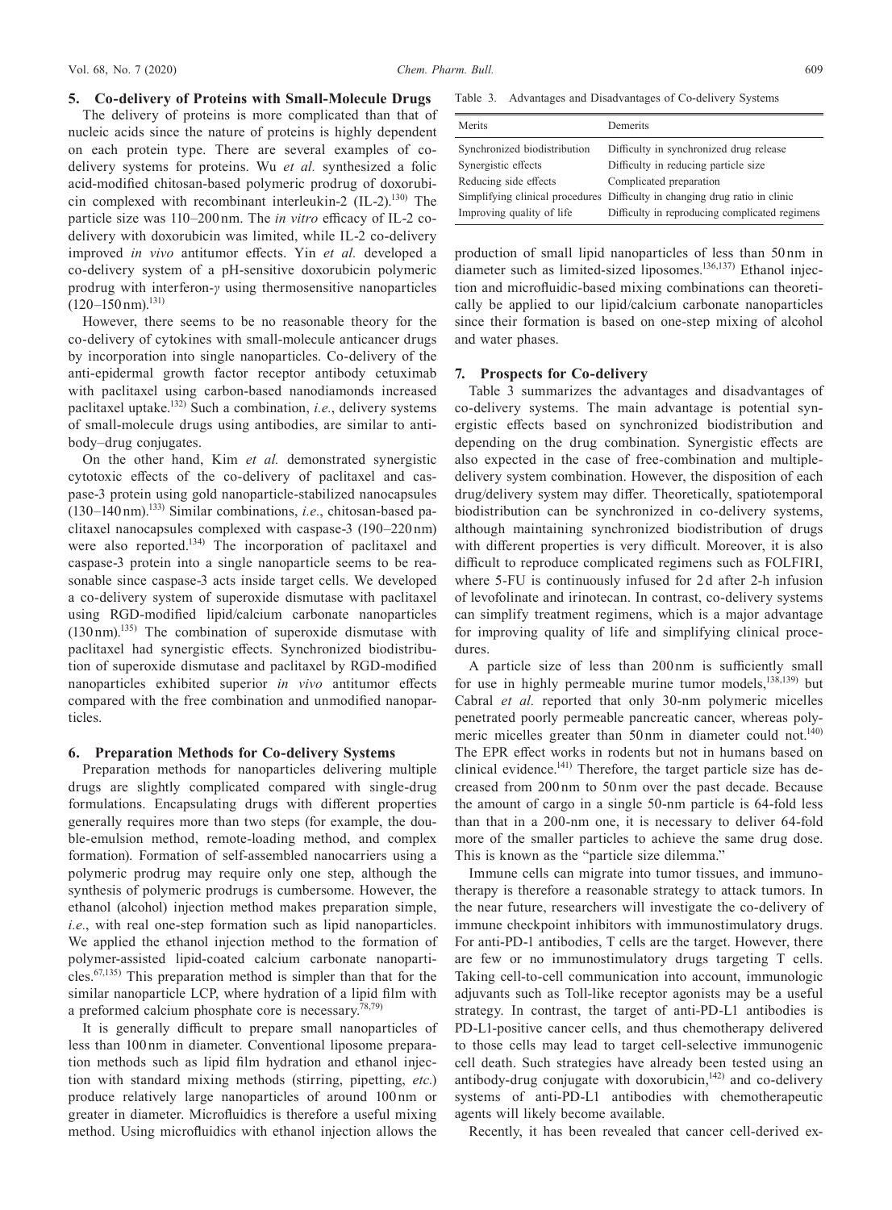## 5. Co-delivery of Proteins with Small-Molecule Drugs

The delivery of proteins is more complicated than that of nucleic acids since the nature of proteins is highly dependent on each protein type. There are several examples of co-delivery systems for proteins. Wu *et al.* synthesized a folic acid-modified chitosan-based polymeric prodrug of doxorubicin complexed with recombinant interleukin-2 (IL-2).[130] The particle size was 110–200 nm. The *in vitro* efficacy of IL-2 co-delivery with doxorubicin was limited, while IL-2 co-delivery improved *in vivo* antitumor effects. Yin *et al.* developed a co-delivery system of a pH-sensitive doxorubicin polymeric prodrug with interferon-$\gamma$ using thermosensitive nanoparticles (120–150 nm).[131]

However, there seems to be no reasonable theory for the co-delivery of cytokines with small-molecule anticancer drugs by incorporation into single nanoparticles. Co-delivery of the anti-epidermal growth factor receptor antibody cetuximab with paclitaxel using carbon-based nanodiamonds increased paclitaxel uptake.[132] Such a combination, *i.e.*, delivery systems of small-molecule drugs using antibodies, are similar to antibody–drug conjugates.

On the other hand, Kim *et al.* demonstrated synergistic cytotoxic effects of the co-delivery of paclitaxel and caspase-3 protein using gold nanoparticle-stabilized nanocapsules (130–140 nm).[133] Similar combinations, *i.e.*, chitosan-based paclitaxel nanocapsules complexed with caspase-3 (190–220 nm) were also reported.[134] The incorporation of paclitaxel and caspase-3 protein into a single nanoparticle seems to be reasonable since caspase-3 acts inside target cells. We developed a co-delivery system of superoxide dismutase with paclitaxel using RGD-modified lipid/calcium carbonate nanoparticles (130 nm).[135] The combination of superoxide dismutase with paclitaxel had synergistic effects. Synchronized biodistribution of superoxide dismutase and paclitaxel by RGD-modified nanoparticles exhibited superior *in vivo* antitumor effects compared with the free combination and unmodified nanoparticles.

## 6. Preparation Methods for Co-delivery Systems

Preparation methods for nanoparticles delivering multiple drugs are slightly complicated compared with single-drug formulations. Encapsulating drugs with different properties generally requires more than two steps (for example, the double-emulsion method, remote-loading method, and complex formation). Formation of self-assembled nanocarriers using a polymeric prodrug may require only one step, although the synthesis of polymeric prodrugs is cumbersome. However, the ethanol (alcohol) injection method makes preparation simple, *i.e.*, with real one-step formation such as lipid nanoparticles. We applied the ethanol injection method to the formation of polymer-assisted lipid-coated calcium carbonate nanoparticles.[67,135] This preparation method is simpler than that for the similar nanoparticle LCP, where hydration of a lipid film with a preformed calcium phosphate core is necessary.[78,79]

It is generally difficult to prepare small nanoparticles of less than 100 nm in diameter. Conventional liposome preparation methods such as lipid film hydration and ethanol injection with standard mixing methods (stirring, pipetting, *etc.*) produce relatively large nanoparticles of around 100 nm or greater in diameter. Microfluidics is therefore a useful mixing method. Using microfluidics with ethanol injection allows the production of small lipid nanoparticles of less than 50 nm in diameter such as limited-sized liposomes.[136,137] Ethanol injection and microfluidic-based mixing combinations can theoretically be applied to our lipid/calcium carbonate nanoparticles since their formation is based on one-step mixing of alcohol and water phases.

Table 3. Advantages and Disadvantages of Co-delivery Systems

| Merits | Demerits |
|---|---|
| Synchronized biodistribution | Difficulty in synchronized drug release |
| Synergistic effects | Difficulty in reducing particle size |
| Reducing side effects | Complicated preparation |
| Simplifying clinical procedures | Difficulty in changing drug ratio in clinic |
| Improving quality of life | Difficulty in reproducing complicated regimens |

## 7. Prospects for Co-delivery

Table 3 summarizes the advantages and disadvantages of co-delivery systems. The main advantage is potential synergistic effects based on synchronized biodistribution and depending on the drug combination. Synergistic effects are also expected in the case of free-combination and multiple-delivery system combination. However, the disposition of each drug/delivery system may differ. Theoretically, spatiotemporal biodistribution can be synchronized in co-delivery systems, although maintaining synchronized biodistribution of drugs with different properties is very difficult. Moreover, it is also difficult to reproduce complicated regimens such as FOLFIRI, where 5-FU is continuously infused for 2 d after 2-h infusion of levofolinate and irinotecan. In contrast, co-delivery systems can simplify treatment regimens, which is a major advantage for improving quality of life and simplifying clinical procedures.

A particle size of less than 200 nm is sufficiently small for use in highly permeable murine tumor models,[138,139] but Cabral *et al.* reported that only 30-nm polymeric micelles penetrated poorly permeable pancreatic cancer, whereas polymeric micelles greater than 50 nm in diameter could not.[140] The EPR effect works in rodents but not in humans based on clinical evidence.[141] Therefore, the target particle size has decreased from 200 nm to 50 nm over the past decade. Because the amount of cargo in a single 50-nm particle is 64-fold less than that in a 200-nm one, it is necessary to deliver 64-fold more of the smaller particles to achieve the same drug dose. This is known as the "particle size dilemma."

Immune cells can migrate into tumor tissues, and immunotherapy is therefore a reasonable strategy to attack tumors. In the near future, researchers will investigate the co-delivery of immune checkpoint inhibitors with immunostimulatory drugs. For anti-PD-1 antibodies, T cells are the target. However, there are few or no immunostimulatory drugs targeting T cells. Taking cell-to-cell communication into account, immunologic adjuvants such as Toll-like receptor agonists may be a useful strategy. In contrast, the target of anti-PD-L1 antibodies is PD-L1-positive cancer cells, and thus chemotherapy delivered to those cells may lead to target cell-selective immunogenic cell death. Such strategies have already been tested using an antibody-drug conjugate with doxorubicin,[142] and co-delivery systems of anti-PD-L1 antibodies with chemotherapeutic agents will likely become available.

Recently, it has been revealed that cancer cell-derived ex-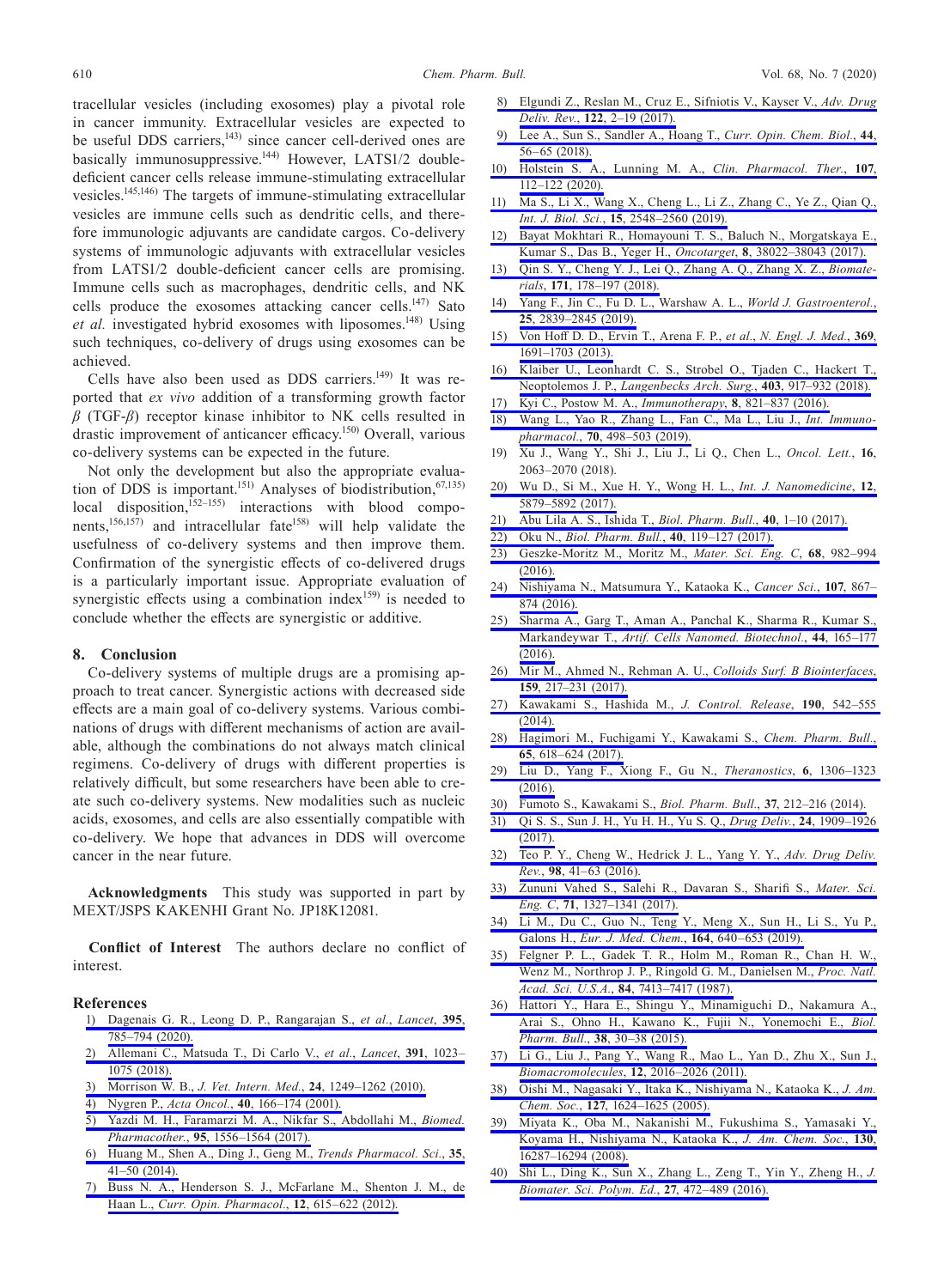tracellular vesicles (including exosomes) play a pivotal role in cancer immunity. Extracellular vesicles are expected to be useful DDS carriers,[143] since cancer cell-derived ones are basically immunosuppressive.[144] However, LATS1/2 double-deficient cancer cells release immune-stimulating extracellular vesicles.[145,146] The targets of immune-stimulating extracellular vesicles are immune cells such as dendritic cells, and therefore immunologic adjuvants are candidate cargos. Co-delivery systems of immunologic adjuvants with extracellular vesicles from LATS1/2 double-deficient cancer cells are promising. Immune cells such as macrophages, dendritic cells, and NK cells produce the exosomes attacking cancer cells.[147] Sato *et al.* investigated hybrid exosomes with liposomes.[148] Using such techniques, co-delivery of drugs using exosomes can be achieved.

Cells have also been used as DDS carriers.[149] It was reported that *ex vivo* addition of a transforming growth factor $\beta$ (TGF-$\beta$) receptor kinase inhibitor to NK cells resulted in drastic improvement of anticancer efficacy.[150] Overall, various co-delivery systems can be expected in the future.

Not only the development but also the appropriate evaluation of DDS is important.[151] Analyses of biodistribution,[67,135] local disposition,[152–155] interactions with blood components,[156,157] and intracellular fate[158] will help validate the usefulness of co-delivery systems and then improve them. Confirmation of the synergistic effects of co-delivered drugs is a particularly important issue. Appropriate evaluation of synergistic effects using a combination index[159] is needed to conclude whether the effects are synergistic or additive.

## 8. Conclusion

Co-delivery systems of multiple drugs are a promising approach to treat cancer. Synergistic actions with decreased side effects are a main goal of co-delivery systems. Various combinations of drugs with different mechanisms of action are available, although the combinations do not always match clinical regimens. Co-delivery of drugs with different properties is relatively difficult, but some researchers have been able to create such co-delivery systems. New modalities such as nucleic acids, exosomes, and cells are also essentially compatible with co-delivery. We hope that advances in DDS will overcome cancer in the near future.

**Acknowledgments** This study was supported in part by MEXT/JSPS KAKENHI Grant No. JP18K12081.

**Conflict of Interest** The authors declare no conflict of interest.

## References

1) Dagenais G. R., Leong D. P., Rangarajan S., *et al.*, *Lancet*, **395**, 785–794 (2020).
2) Allemani C., Matsuda T., Di Carlo V., *et al.*, *Lancet*, **391**, 1023–1075 (2018).
3) Morrison W. B., *J. Vet. Intern. Med.*, **24**, 1249–1262 (2010).
4) Nygren P., *Acta Oncol.*, **40**, 166–174 (2001).
5) Yazdi M. H., Faramarzi M. A., Nikfar S., Abdollahi M., *Biomed. Pharmacother.*, **95**, 1556–1564 (2017).
6) Huang M., Shen A., Ding J., Geng M., *Trends Pharmacol. Sci.*, **35**, 41–50 (2014).
7) Buss N. A., Henderson S. J., McFarlane M., Shenton J. M., de Haan L., *Curr. Opin. Pharmacol.*, **12**, 615–622 (2012).
8) Elgundi Z., Reslan M., Cruz E., Sifniotis V., Kayser V., *Adv. Drug Deliv. Rev.*, **122**, 2–19 (2017).
9) Lee A., Sun S., Sandler A., Hoang T., *Curr. Opin. Chem. Biol.*, **44**, 56–65 (2018).
10) Holstein S. A., Lunning M. A., *Clin. Pharmacol. Ther.*, **107**, 112–122 (2020).
11) Ma S., Li X., Wang X., Cheng L., Li Z., Zhang C., Ye Z., Qian Q., *Int. J. Biol. Sci.*, **15**, 2548–2560 (2019).
12) Bayat Mokhtari R., Homayouni T. S., Baluch N., Morgatskaya E., Kumar S., Das B., Yeger H., *Oncotarget*, **8**, 38022–38043 (2017).
13) Qin S. Y., Cheng Y. J., Lei Q., Zhang A. Q., Zhang X. Z., *Biomaterials*, **171**, 178–197 (2018).
14) Yang F., Jin C., Fu D. L., Warshaw A. L., *World J. Gastroenterol.*, **25**, 2839–2845 (2019).
15) Von Hoff D. D., Ervin T., Arena F. P., *et al.*, *N. Engl. J. Med.*, **369**, 1691–1703 (2013).
16) Klaiber U., Leonhardt C. S., Strobel O., Tjaden C., Hackert T., Neoptolemos J. P., *Langenbecks Arch. Surg.*, **403**, 917–932 (2018).
17) Kyi C., Postow M. A., *Immunotherapy*, **8**, 821–837 (2016).
18) Wang L., Yao R., Zhang L., Fan C., Ma L., Liu J., *Int. Immunopharmacol.*, **70**, 498–503 (2019).
19) Xu J., Wang Y., Shi J., Liu J., Li Q., Chen L., *Oncol. Lett.*, **16**, 2063–2070 (2018).
20) Wu D., Si M., Xue H. Y., Wong H. L., *Int. J. Nanomedicine*, **12**, 5879–5892 (2017).
21) Abu Lila A. S., Ishida T., *Biol. Pharm. Bull.*, **40**, 1–10 (2017).
22) Oku N., *Biol. Pharm. Bull.*, **40**, 119–127 (2017).
23) Geszke-Moritz M., Moritz M., *Mater. Sci. Eng. C*, **68**, 982–994 (2016).
24) Nishiyama N., Matsumura Y., Kataoka K., *Cancer Sci.*, **107**, 867–874 (2016).
25) Sharma A., Garg T., Aman A., Panchal K., Sharma R., Kumar S., Markandeywar T., *Artif. Cells Nanomed. Biotechnol.*, **44**, 165–177 (2016).
26) Mir M., Ahmed N., Rehman A. U., *Colloids Surf. B Biointerfaces*, **159**, 217–231 (2017).
27) Kawakami S., Hashida M., *J. Control. Release*, **190**, 542–555 (2014).
28) Hagimori M., Fuchigami Y., Kawakami S., *Chem. Pharm. Bull.*, **65**, 618–624 (2017).
29) Liu D., Yang F., Xiong F., Gu N., *Theranostics*, **6**, 1306–1323 (2016).
30) Fumoto S., Kawakami S., *Biol. Pharm. Bull.*, **37**, 212–216 (2014).
31) Qi S. S., Sun J. H., Yu H. H., Yu S. Q., *Drug Deliv.*, **24**, 1909–1926 (2017).
32) Teo P. Y., Cheng W., Hedrick J. L., Yang Y. Y., *Adv. Drug Deliv. Rev.*, **98**, 41–63 (2016).
33) Zununi Vahed S., Salehi R., Davaran S., Sharifi S., *Mater. Sci. Eng. C*, **71**, 1327–1341 (2017).
34) Li M., Du C., Guo N., Teng Y., Meng X., Sun H., Li S., Yu P., Galons H., *Eur. J. Med. Chem.*, **164**, 640–653 (2019).
35) Felgner P. L., Gadek T. R., Holm M., Roman R., Chan H. W., Wenz M., Northrop J. P., Ringold G. M., Danielsen M., *Proc. Natl. Acad. Sci. U.S.A.*, **84**, 7413–7417 (1987).
36) Hattori Y., Hara E., Shingu Y., Minamiguchi D., Nakamura A., Arai S., Ohno H., Kawano K., Fujii N., Yonemochi E., *Biol. Pharm. Bull.*, **38**, 30–38 (2015).
37) Li G., Liu J., Pang Y., Wang R., Mao L., Yan D., Zhu X., Sun J., *Biomacromolecules*, **12**, 2016–2026 (2011).
38) Oishi M., Nagasaki Y., Itaka K., Nishiyama N., Kataoka K., *J. Am. Chem. Soc.*, **127**, 1624–1625 (2005).
39) Miyata K., Oba M., Nakanishi M., Fukushima S., Yamasaki Y., Koyama H., Nishiyama N., Kataoka K., *J. Am. Chem. Soc.*, **130**, 16287–16294 (2008).
40) Shi L., Ding K., Sun X., Zhang L., Zeng T., Yin Y., Zheng H., *J. Biomater. Sci. Polym. Ed.*, **27**, 472–489 (2016).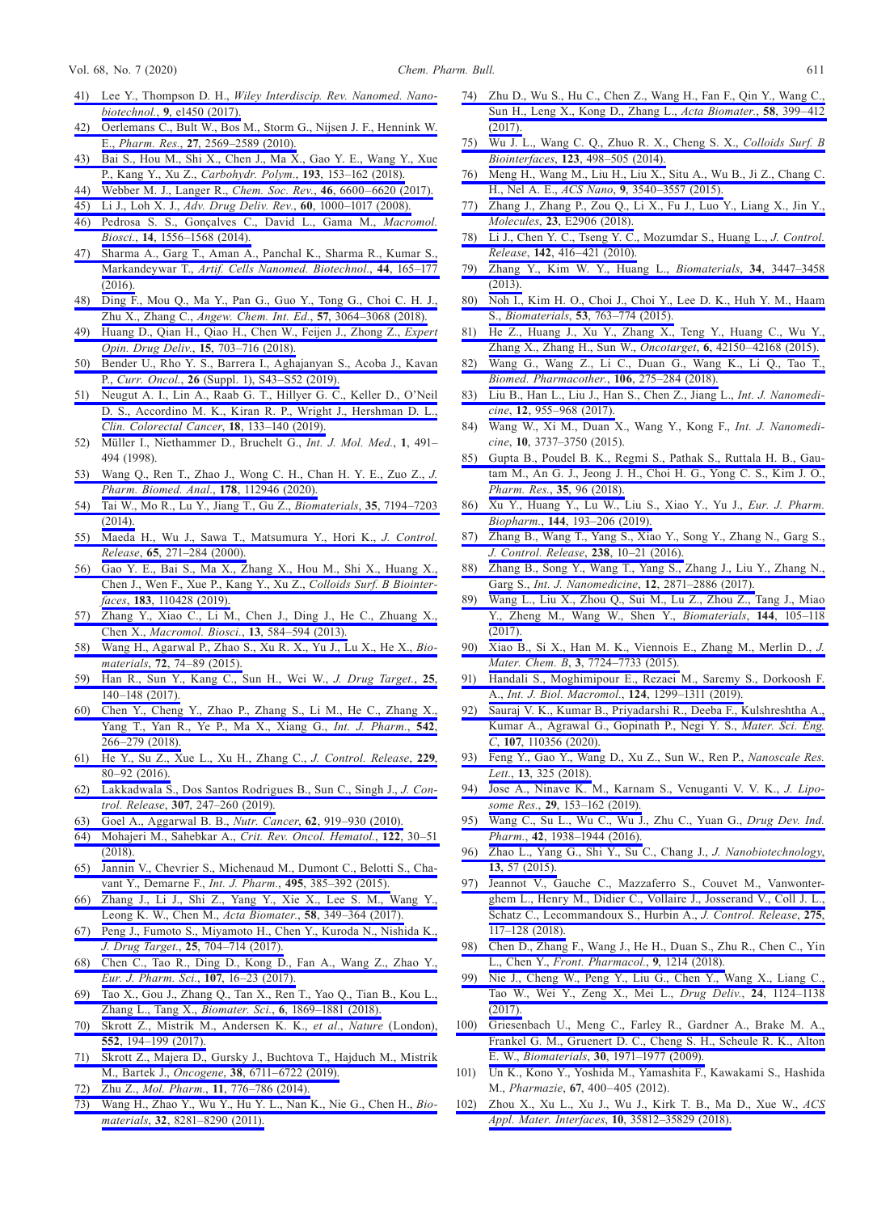41) Lee Y., Thompson D. H., *Wiley Interdiscip. Rev. Nanomed. Nanobiotechnol.*, **9**, e1450 (2017).
42) Oerlemans C., Bult W., Bos M., Storm G., Nijsen J. F., Hennink W. E., *Pharm. Res.*, **27**, 2569–2589 (2010).
43) Bai S., Hou M., Shi X., Chen J., Ma X., Gao Y. E., Wang Y., Xue P., Kang Y., Xu Z., *Carbohydr. Polym.*, **193**, 153–162 (2018).
44) Webber M. J., Langer R., *Chem. Soc. Rev.*, **46**, 6600–6620 (2017).
45) Li J., Loh X. J., *Adv. Drug Deliv. Rev.*, **60**, 1000–1017 (2008).
46) Pedrosa S. S., Gonçalves C., David L., Gama M., *Macromol. Biosci.*, **14**, 1556–1568 (2014).
47) Sharma A., Garg T., Aman A., Panchal K., Sharma R., Kumar S., Markandeywar T., *Artif. Cells Nanomed. Biotechnol.*, **44**, 165–177 (2016).
48) Ding F., Mou Q., Ma Y., Pan G., Guo Y., Tong G., Choi C. H. J., Zhu X., Zhang C., *Angew. Chem. Int. Ed.*, **57**, 3064–3068 (2018).
49) Huang D., Qian H., Qiao H., Chen W., Feijen J., Zhong Z., *Expert Opin. Drug Deliv.*, **15**, 703–716 (2018).
50) Bender U., Rho Y. S., Barrera I., Aghajanyan S., Acoba J., Kavan P., *Curr. Oncol.*, **26** (Suppl. 1), S43–S52 (2019).
51) Neugut A. I., Lin A., Raab G. T., Hillyer G. C., Keller D., O'Neil D. S., Accordino M. K., Kiran R. P., Wright J., Hershman D. L., *Clin. Colorectal Cancer*, **18**, 133–140 (2019).
52) Müller I., Niethammer D., Bruchelt G., *Int. J. Mol. Med.*, **1**, 491–494 (1998).
53) Wang Q., Ren T., Zhao J., Wong C. H., Chan H. Y. E., Zuo Z., *J. Pharm. Biomed. Anal.*, **178**, 112946 (2020).
54) Tai W., Mo R., Lu Y., Jiang T., Gu Z., *Biomaterials*, **35**, 7194–7203 (2014).
55) Maeda H., Wu J., Sawa T., Matsumura Y., Hori K., *J. Control. Release*, **65**, 271–284 (2000).
56) Gao Y. E., Bai S., Ma X., Zhang X., Hou M., Shi X., Huang X., Chen J., Wen F., Xue P., Kang Y., Xu Z., *Colloids Surf. B Biointerfaces*, **183**, 110428 (2019).
57) Zhang Y., Xiao C., Li M., Chen J., Ding J., He C., Zhuang X., Chen X., *Macromol. Biosci.*, **13**, 584–594 (2013).
58) Wang H., Agarwal P., Zhao S., Xu R. X., Yu J., Lu X., He X., *Biomaterials*, **72**, 74–89 (2015).
59) Han R., Sun Y., Kang C., Sun H., Wei W., *J. Drug Target.*, **25**, 140–148 (2017).
60) Chen Y., Cheng Y., Zhao P., Zhang S., Li M., He C., Zhang X., Yang T., Yan R., Ye P., Ma X., Xiang G., *Int. J. Pharm.*, **542**, 266–279 (2018).
61) He Y., Su Z., Xue L., Xu H., Zhang C., *J. Control. Release*, **229**, 80–92 (2016).
62) Lakkadwala S., Dos Santos Rodrigues B., Sun C., Singh J., *J. Control. Release*, **307**, 247–260 (2019).
63) Goel A., Aggarwal B. B., *Nutr. Cancer*, **62**, 919–930 (2010).
64) Mohajeri M., Sahebkar A., *Crit. Rev. Oncol. Hematol.*, **122**, 30–51 (2018).
65) Jannin V., Chevrier S., Michenaud M., Dumont C., Belotti S., Chavant Y., Demarne F., *Int. J. Pharm.*, **495**, 385–392 (2015).
66) Zhang J., Li J., Shi Z., Yang Y., Xie X., Lee S. M., Wang Y., Leong K. W., Chen M., *Acta Biomater.*, **58**, 349–364 (2017).
67) Peng J., Fumoto S., Miyamoto H., Chen Y., Kuroda N., Nishida K., *J. Drug Target.*, **25**, 704–714 (2017).
68) Chen C., Tao R., Ding D., Kong D., Fan A., Wang Z., Zhao Y., *Eur. J. Pharm. Sci.*, **107**, 16–23 (2017).
69) Tao X., Gou J., Zhang Q., Tan X., Ren T., Yao Q., Tian B., Kou L., Zhang L., Tang X., *Biomater. Sci.*, **6**, 1869–1881 (2018).
70) Skrott Z., Mistrik M., Andersen K. K., *et al.*, *Nature* (London), **552**, 194–199 (2017).
71) Skrott Z., Majera D., Gursky J., Buchtova T., Hajduch M., Mistrik M., Bartek J., *Oncogene*, **38**, 6711–6722 (2019).
72) Zhu Z., *Mol. Pharm.*, **11**, 776–786 (2014).
73) Wang H., Zhao Y., Wu Y., Hu Y. L., Nan K., Nie G., Chen H., *Biomaterials*, **32**, 8281–8290 (2011).
74) Zhu D., Wu S., Hu C., Chen Z., Wang H., Fan F., Qin Y., Wang C., Sun H., Leng X., Kong D., Zhang L., *Acta Biomater.*, **58**, 399–412 (2017).
75) Wu J. L., Wang C. Q., Zhuo R. X., Cheng S. X., *Colloids Surf. B Biointerfaces*, **123**, 498–505 (2014).
76) Meng H., Wang M., Liu H., Liu X., Situ A., Wu B., Ji Z., Chang C. H., Nel A. E., *ACS Nano*, **9**, 3540–3557 (2015).
77) Zhang J., Zhang P., Zou Q., Li X., Fu J., Luo Y., Liang X., Jin Y., *Molecules*, **23**, E2906 (2018).
78) Li J., Chen Y. C., Tseng Y. C., Mozumdar S., Huang L., *J. Control. Release*, **142**, 416–421 (2010).
79) Zhang Y., Kim W. Y., Huang L., *Biomaterials*, **34**, 3447–3458 (2013).
80) Noh I., Kim H. O., Choi J., Choi Y., Lee D. K., Huh Y. M., Haam S., *Biomaterials*, **53**, 763–774 (2015).
81) He Z., Huang J., Xu Y., Zhang X., Teng Y., Huang C., Wu Y., Zhang X., Zhang H., Sun W., *Oncotarget*, **6**, 42150–42168 (2015).
82) Wang G., Wang Z., Li C., Duan G., Wang K., Li Q., Tao T., *Biomed. Pharmacother.*, **106**, 275–284 (2018).
83) Liu B., Han L., Liu J., Han S., Chen Z., Jiang L., *Int. J. Nanomedicine*, **12**, 955–968 (2017).
84) Wang W., Xi M., Duan X., Wang Y., Kong F., *Int. J. Nanomedicine*, **10**, 3737–3750 (2015).
85) Gupta B., Poudel B. K., Regmi S., Pathak S., Ruttala H. B., Gautam M., An G. J., Jeong J. H., Choi H. G., Yong C. S., Kim J. O., *Pharm. Res.*, **35**, 96 (2018).
86) Xu Y., Huang Y., Lu W., Liu S., Xiao Y., Yu J., *Eur. J. Pharm. Biopharm.*, **144**, 193–206 (2019).
87) Zhang B., Wang T., Yang S., Xiao Y., Song Y., Zhang N., Garg S., *J. Control. Release*, **238**, 10–21 (2016).
88) Zhang B., Song Y., Wang T., Yang S., Zhang J., Liu Y., Zhang N., Garg S., *Int. J. Nanomedicine*, **12**, 2871–2886 (2017).
89) Wang L., Liu X., Zhou Q., Sui M., Lu Z., Zhou Z., Tang J., Miao Y., Zheng M., Wang W., Shen Y., *Biomaterials*, **144**, 105–118 (2017).
90) Xiao B., Si X., Han M. K., Viennois E., Zhang M., Merlin D., *J. Mater. Chem. B*, **3**, 7724–7733 (2015).
91) Handali S., Moghimipour E., Rezaei M., Saremy S., Dorkoosh F. A., *Int. J. Biol. Macromol.*, **124**, 1299–1311 (2019).
92) Sauraj V. K., Kumar B., Priyadarshi R., Deeba F., Kulshreshtha A., Kumar A., Agrawal G., Gopinath P., Negi Y. S., *Mater. Sci. Eng. C*, **107**, 110356 (2020).
93) Feng Y., Gao Y., Wang D., Xu Z., Sun W., Ren P., *Nanoscale Res. Lett.*, **13**, 325 (2018).
94) Jose A., Ninave K. M., Karnam S., Venuganti V. V. K., *J. Liposome Res.*, **29**, 153–162 (2019).
95) Wang C., Su L., Wu C., Wu J., Zhu C., Yuan G., *Drug Dev. Ind. Pharm.*, **42**, 1938–1944 (2016).
96) Zhao L., Yang G., Shi Y., Su C., Chang J., *J. Nanobiotechnology*, **13**, 57 (2015).
97) Jeannot V., Gauche C., Mazzaferro S., Couvet M., Vanwonterghem L., Henry M., Didier C., Vollaire J., Josserand V., Coll J. L., Schatz C., Lecommandoux S., Hurbin A., *J. Control. Release*, **275**, 117–128 (2018).
98) Chen D., Zhang F., Wang J., He H., Duan S., Zhu R., Chen C., Yin L., Chen Y., *Front. Pharmacol.*, **9**, 1214 (2018).
99) Nie J., Cheng W., Peng Y., Liu G., Chen Y., Wang X., Liang C., Tao W., Wei Y., Zeng X., Mei L., *Drug Deliv.*, **24**, 1124–1138 (2017).
100) Griesenbach U., Meng C., Farley R., Gardner A., Brake M. A., Frankel G. M., Gruenert D. C., Cheng S. H., Scheule R. K., Alton E. W., *Biomaterials*, **30**, 1971–1977 (2009).
101) Un K., Kono Y., Yoshida M., Yamashita F., Kawakami S., Hashida M., *Pharmazie*, **67**, 400–405 (2012).
102) Zhou X., Xu L., Xu J., Wu J., Kirk T. B., Ma D., Xue W., *ACS Appl. Mater. Interfaces*, **10**, 35812–35829 (2018).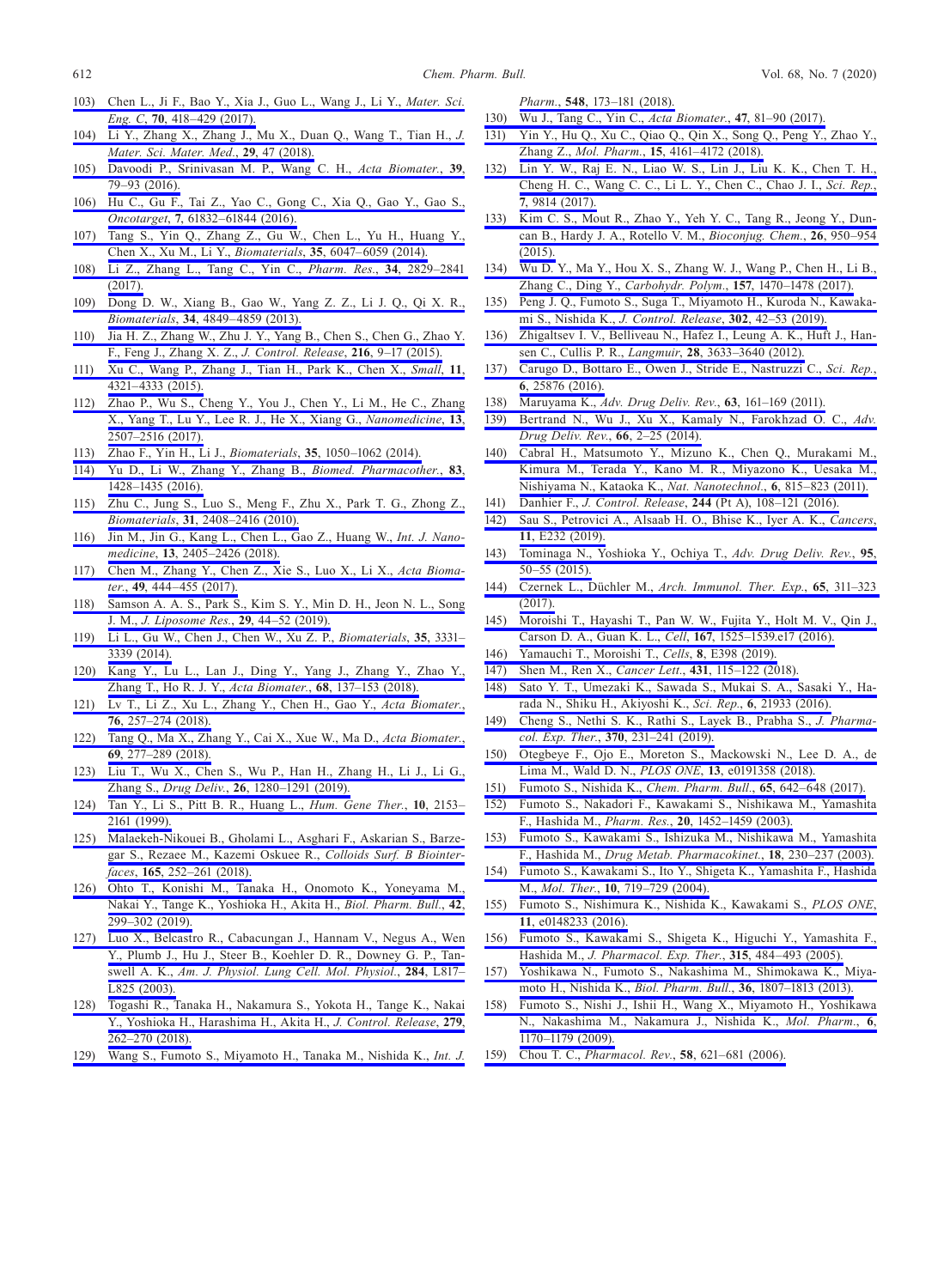103) Chen L., Ji F., Bao Y., Xia J., Guo L., Wang J., Li Y., *Mater. Sci. Eng. C*, **70**, 418–429 (2017).
104) Li Y., Zhang X., Zhang J., Mu X., Duan Q., Wang T., Tian H., *J. Mater. Sci. Mater. Med.*, **29**, 47 (2018).
105) Davoodi P., Srinivasan M. P., Wang C. H., *Acta Biomater.*, **39**, 79–93 (2016).
106) Hu C., Gu F., Tai Z., Yao C., Gong C., Xia Q., Gao Y., Gao S., *Oncotarget*, **7**, 61832–61844 (2016).
107) Tang S., Yin Q., Zhang Z., Gu W., Chen L., Yu H., Huang Y., Chen X., Xu M., Li Y., *Biomaterials*, **35**, 6047–6059 (2014).
108) Li Z., Zhang L., Tang C., Yin C., *Pharm. Res.*, **34**, 2829–2841 (2017).
109) Dong D. W., Xiang B., Gao W., Yang Z. Z., Li J. Q., Qi X. R., *Biomaterials*, **34**, 4849–4859 (2013).
110) Jia H. Z., Zhang W., Zhu J. Y., Yang B., Chen S., Chen G., Zhao Y. F., Feng J., Zhang X. Z., *J. Control. Release*, **216**, 9–17 (2015).
111) Xu C., Wang P., Zhang J., Tian H., Park K., Chen X., *Small*, **11**, 4321–4333 (2015).
112) Zhao P., Wu S., Cheng Y., You J., Chen Y., Li M., He C., Zhang X., Yang T., Lu Y., Lee R. J., He X., Xiang G., *Nanomedicine*, **13**, 2507–2516 (2017).
113) Zhao F., Yin H., Li J., *Biomaterials*, **35**, 1050–1062 (2014).
114) Yu D., Li W., Zhang Y., Zhang B., *Biomed. Pharmacother.*, **83**, 1428–1435 (2016).
115) Zhu C., Jung S., Luo S., Meng F., Zhu X., Park T. G., Zhong Z., *Biomaterials*, **31**, 2408–2416 (2010).
116) Jin M., Jin G., Kang L., Chen L., Gao Z., Huang W., *Int. J. Nanomedicine*, **13**, 2405–2426 (2018).
117) Chen M., Zhang Y., Chen Z., Xie S., Luo X., Li X., *Acta Biomater.*, **49**, 444–455 (2017).
118) Samson A. A. S., Park S., Kim S. Y., Min D. H., Jeon N. L., Song J. M., *J. Liposome Res.*, **29**, 44–52 (2019).
119) Li L., Gu W., Chen J., Chen W., Xu Z. P., *Biomaterials*, **35**, 3331–3339 (2014).
120) Kang Y., Lu L., Lan J., Ding Y., Yang J., Zhang Y., Zhao Y., Zhang T., Ho R. J. Y., *Acta Biomater.*, **68**, 137–153 (2018).
121) Lv T., Li Z., Xu L., Zhang Y., Chen H., Gao Y., *Acta Biomater.*, **76**, 257–274 (2018).
122) Tang Q., Ma X., Zhang Y., Cai X., Xue W., Ma D., *Acta Biomater.*, **69**, 277–289 (2018).
123) Liu T., Wu X., Chen S., Wu P., Han H., Zhang H., Li J., Li G., Zhang S., *Drug Deliv.*, **26**, 1280–1291 (2019).
124) Tan Y., Li S., Pitt B. R., Huang L., *Hum. Gene Ther.*, **10**, 2153–2161 (1999).
125) Malaekeh-Nikouei B., Gholami L., Asghari F., Askarian S., Barzegar S., Rezaee M., Kazemi Oskuee R., *Colloids Surf. B Biointerfaces*, **165**, 252–261 (2018).
126) Ohto T., Konishi M., Tanaka H., Onomoto K., Yoneyama M., Nakai Y., Tange K., Yoshioka H., Akita H., *Biol. Pharm. Bull.*, **42**, 299–302 (2019).
127) Luo X., Belcastro R., Cabacungan J., Hannam V., Negus A., Wen Y., Plumb J., Hu J., Steer B., Koehler D. R., Downey G. P., Tanswell A. K., *Am. J. Physiol. Lung Cell. Mol. Physiol.*, **284**, L817–L825 (2003).
128) Togashi R., Tanaka H., Nakamura S., Yokota H., Tange K., Nakai Y., Yoshioka H., Harashima H., Akita H., *J. Control. Release*, **279**, 262–270 (2018).
129) Wang S., Fumoto S., Miyamoto H., Tanaka M., Nishida K., *Int. J. Pharm.*, **548**, 173–181 (2018).
130) Wu J., Tang C., Yin C., *Acta Biomater.*, **47**, 81–90 (2017).
131) Yin Y., Hu Q., Xu C., Qiao Q., Qin X., Song Q., Peng Y., Zhao Y., Zhang Z., *Mol. Pharm.*, **15**, 4161–4172 (2018).
132) Lin Y. W., Raj E. N., Liao W. S., Lin J., Liu K. K., Chen T. H., Cheng H. C., Wang C. C., Li L. Y., Chen C., Chao J. I., *Sci. Rep.*, **7**, 9814 (2017).
133) Kim C. S., Mout R., Zhao Y., Yeh Y. C., Tang R., Jeong Y., Duncan B., Hardy J. A., Rotello V. M., *Bioconjug. Chem.*, **26**, 950–954 (2015).
134) Wu D. Y., Ma Y., Hou X. S., Zhang W. J., Wang P., Chen H., Li B., Zhang C., Ding Y., *Carbohydr. Polym.*, **157**, 1470–1478 (2017).
135) Peng J. Q., Fumoto S., Suga T., Miyamoto H., Kuroda N., Kawakami S., Nishida K., *J. Control. Release*, **302**, 42–53 (2019).
136) Zhigaltsev I. V., Belliveau N., Hafez I., Leung A. K., Huft J., Hansen C., Cullis P. R., *Langmuir*, **28**, 3633–3640 (2012).
137) Carugo D., Bottaro E., Owen J., Stride E., Nastruzzi C., *Sci. Rep.*, **6**, 25876 (2016).
138) Maruyama K., *Adv. Drug Deliv. Rev.*, **63**, 161–169 (2011).
139) Bertrand N., Wu J., Xu X., Kamaly N., Farokhzad O. C., *Adv. Drug Deliv. Rev.*, **66**, 2–25 (2014).
140) Cabral H., Matsumoto Y., Mizuno K., Chen Q., Murakami M., Kimura M., Terada Y., Kano M. R., Miyazono K., Uesaka M., Nishiyama N., Kataoka K., *Nat. Nanotechnol.*, **6**, 815–823 (2011).
141) Danhier F., *J. Control. Release*, **244** (Pt A), 108–121 (2016).
142) Sau S., Petrovici A., Alsaab H. O., Bhise K., Iyer A. K., *Cancers*, **11**, E232 (2019).
143) Tominaga N., Yoshioka Y., Ochiya T., *Adv. Drug Deliv. Rev.*, **95**, 50–55 (2015).
144) Czernek L., Düchler M., *Arch. Immunol. Ther. Exp.*, **65**, 311–323 (2017).
145) Moroishi T., Hayashi T., Pan W. W., Fujita Y., Holt M. V., Qin J., Carson D. A., Guan K. L., *Cell*, **167**, 1525–1539.e17 (2016).
146) Yamauchi T., Moroishi T., *Cells*, **8**, E398 (2019).
147) Shen M., Ren X., *Cancer Lett.*, **431**, 115–122 (2018).
148) Sato Y. T., Umezaki K., Sawada S., Mukai S. A., Sasaki Y., Harada N., Shiku H., Akiyoshi K., *Sci. Rep.*, **6**, 21933 (2016).
149) Cheng S., Nethi S. K., Rathi S., Layek B., Prabha S., *J. Pharmacol. Exp. Ther.*, **370**, 231–241 (2019).
150) Otegbeye F., Ojo E., Moreton S., Mackowski N., Lee D. A., de Lima M., Wald D. N., *PLOS ONE*, **13**, e0191358 (2018).
151) Fumoto S., Nishida K., *Chem. Pharm. Bull.*, **65**, 642–648 (2017).
152) Fumoto S., Nakadori F., Kawakami S., Nishikawa M., Yamashita F., Hashida M., *Pharm. Res.*, **20**, 1452–1459 (2003).
153) Fumoto S., Kawakami S., Ishizuka M., Nishikawa M., Yamashita F., Hashida M., *Drug Metab. Pharmacokinet.*, **18**, 230–237 (2003).
154) Fumoto S., Kawakami S., Ito Y., Shigeta K., Yamashita F., Hashida M., *Mol. Ther.*, **10**, 719–729 (2004).
155) Fumoto S., Nishimura K., Nishida K., Kawakami S., *PLOS ONE*, **11**, e0148233 (2016).
156) Fumoto S., Kawakami S., Shigeta K., Higuchi Y., Yamashita F., Hashida M., *J. Pharmacol. Exp. Ther.*, **315**, 484–493 (2005).
157) Yoshikawa N., Fumoto S., Nakashima M., Shimokawa K., Miyamoto H., Nishida K., *Biol. Pharm. Bull.*, **36**, 1807–1813 (2013).
158) Fumoto S., Nishi J., Ishii H., Wang X., Miyamoto H., Yoshikawa N., Nakashima M., Nakamura J., Nishida K., *Mol. Pharm.*, **6**, 1170–1179 (2009).
159) Chou T. C., *Pharmacol. Rev.*, **58**, 621–681 (2006).